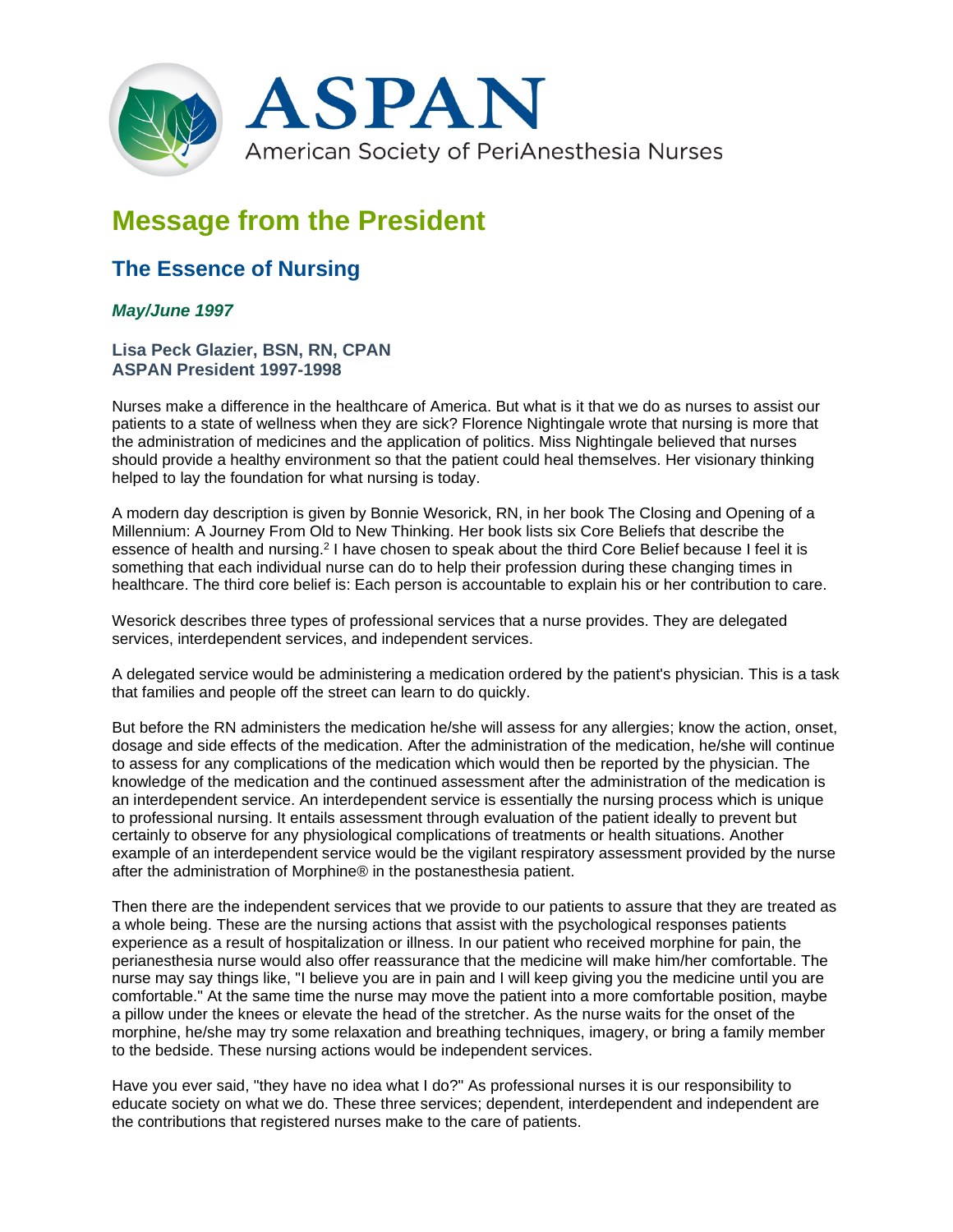# ASPAN

American Society of PeriAnesthesia Nurses

## Message from the President

### The Essence of Nursing

***May/June 1997***

**Lisa Peck Glazier, BSN, RN, CPAN**
**ASPAN President 1997-1998**

Nurses make a difference in the healthcare of America. But what is it that we do as nurses to assist our patients to a state of wellness when they are sick? Florence Nightingale wrote that nursing is more that the administration of medicines and the application of politics. Miss Nightingale believed that nurses should provide a healthy environment so that the patient could heal themselves. Her visionary thinking helped to lay the foundation for what nursing is today.

A modern day description is given by Bonnie Wesorick, RN, in her book The Closing and Opening of a Millennium: A Journey From Old to New Thinking. Her book lists six Core Beliefs that describe the essence of health and nursing.[2] I have chosen to speak about the third Core Belief because I feel it is something that each individual nurse can do to help their profession during these changing times in healthcare. The third core belief is: Each person is accountable to explain his or her contribution to care.

Wesorick describes three types of professional services that a nurse provides. They are delegated services, interdependent services, and independent services.

A delegated service would be administering a medication ordered by the patient's physician. This is a task that families and people off the street can learn to do quickly.

But before the RN administers the medication he/she will assess for any allergies; know the action, onset, dosage and side effects of the medication. After the administration of the medication, he/she will continue to assess for any complications of the medication which would then be reported by the physician. The knowledge of the medication and the continued assessment after the administration of the medication is an interdependent service. An interdependent service is essentially the nursing process which is unique to professional nursing. It entails assessment through evaluation of the patient ideally to prevent but certainly to observe for any physiological complications of treatments or health situations. Another example of an interdependent service would be the vigilant respiratory assessment provided by the nurse after the administration of Morphine® in the postanesthesia patient.

Then there are the independent services that we provide to our patients to assure that they are treated as a whole being. These are the nursing actions that assist with the psychological responses patients experience as a result of hospitalization or illness. In our patient who received morphine for pain, the perianesthesia nurse would also offer reassurance that the medicine will make him/her comfortable. The nurse may say things like, "I believe you are in pain and I will keep giving you the medicine until you are comfortable." At the same time the nurse may move the patient into a more comfortable position, maybe a pillow under the knees or elevate the head of the stretcher. As the nurse waits for the onset of the morphine, he/she may try some relaxation and breathing techniques, imagery, or bring a family member to the bedside. These nursing actions would be independent services.

Have you ever said, "they have no idea what I do?" As professional nurses it is our responsibility to educate society on what we do. These three services; dependent, interdependent and independent are the contributions that registered nurses make to the care of patients.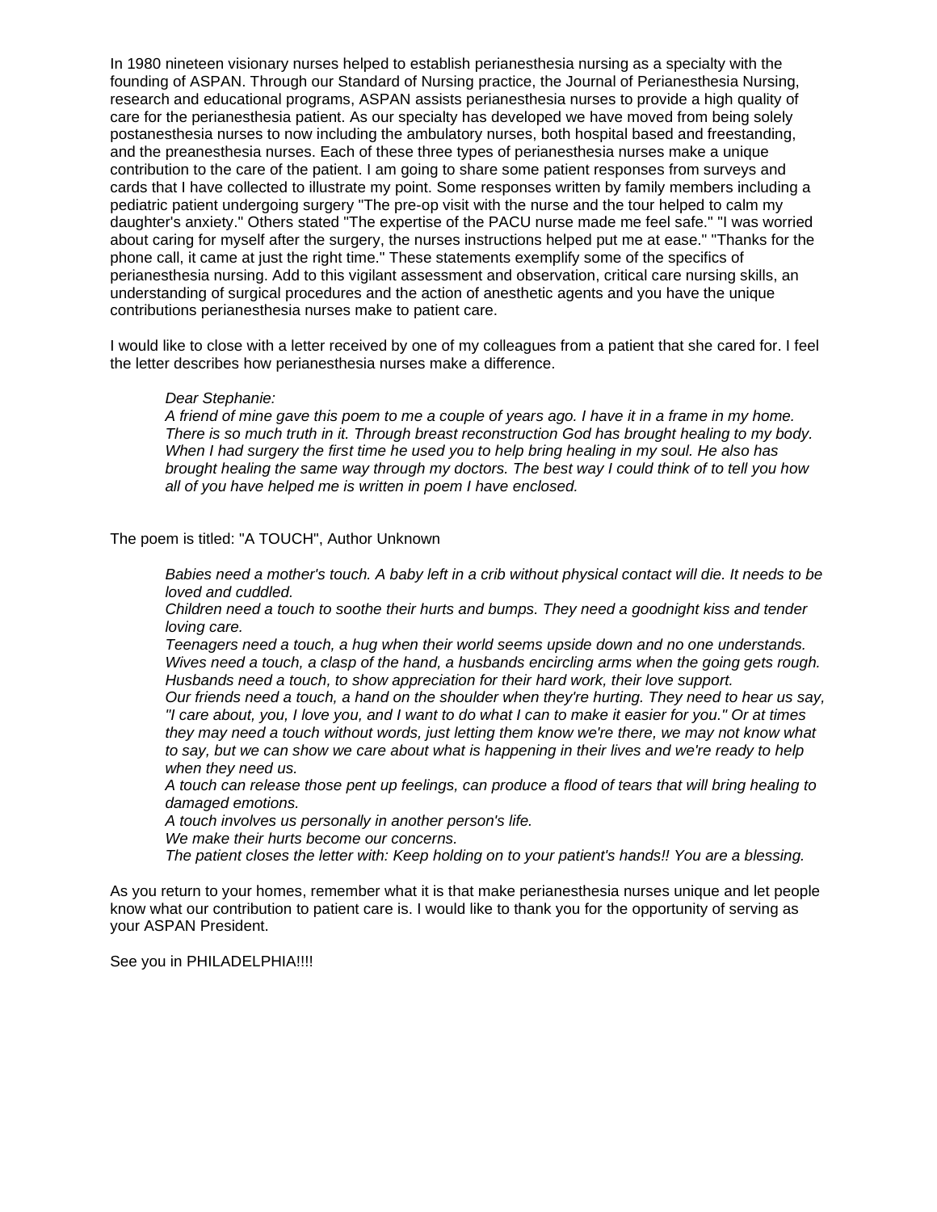In 1980 nineteen visionary nurses helped to establish perianesthesia nursing as a specialty with the founding of ASPAN. Through our Standard of Nursing practice, the Journal of Perianesthesia Nursing, research and educational programs, ASPAN assists perianesthesia nurses to provide a high quality of care for the perianesthesia patient. As our specialty has developed we have moved from being solely postanesthesia nurses to now including the ambulatory nurses, both hospital based and freestanding, and the preanesthesia nurses. Each of these three types of perianesthesia nurses make a unique contribution to the care of the patient. I am going to share some patient responses from surveys and cards that I have collected to illustrate my point. Some responses written by family members including a pediatric patient undergoing surgery "The pre-op visit with the nurse and the tour helped to calm my daughter's anxiety." Others stated "The expertise of the PACU nurse made me feel safe." "I was worried about caring for myself after the surgery, the nurses instructions helped put me at ease." "Thanks for the phone call, it came at just the right time." These statements exemplify some of the specifics of perianesthesia nursing. Add to this vigilant assessment and observation, critical care nursing skills, an understanding of surgical procedures and the action of anesthetic agents and you have the unique contributions perianesthesia nurses make to patient care.

I would like to close with a letter received by one of my colleagues from a patient that she cared for. I feel the letter describes how perianesthesia nurses make a difference.

> *Dear Stephanie:*
> *A friend of mine gave this poem to me a couple of years ago. I have it in a frame in my home. There is so much truth in it. Through breast reconstruction God has brought healing to my body. When I had surgery the first time he used you to help bring healing in my soul. He also has brought healing the same way through my doctors. The best way I could think of to tell you how all of you have helped me is written in poem I have enclosed.*

The poem is titled: "A TOUCH", Author Unknown

> *Babies need a mother's touch. A baby left in a crib without physical contact will die. It needs to be loved and cuddled.*
> *Children need a touch to soothe their hurts and bumps. They need a goodnight kiss and tender loving care.*
> *Teenagers need a touch, a hug when their world seems upside down and no one understands.*
> *Wives need a touch, a clasp of the hand, a husbands encircling arms when the going gets rough.*
> *Husbands need a touch, to show appreciation for their hard work, their love support.*
> *Our friends need a touch, a hand on the shoulder when they're hurting. They need to hear us say, "I care about, you, I love you, and I want to do what I can to make it easier for you." Or at times they may need a touch without words, just letting them know we're there, we may not know what to say, but we can show we care about what is happening in their lives and we're ready to help when they need us.*
> *A touch can release those pent up feelings, can produce a flood of tears that will bring healing to damaged emotions.*
> *A touch involves us personally in another person's life.*
> *We make their hurts become our concerns.*
> *The patient closes the letter with: Keep holding on to your patient's hands!! You are a blessing.*

As you return to your homes, remember what it is that make perianesthesia nurses unique and let people know what our contribution to patient care is. I would like to thank you for the opportunity of serving as your ASPAN President.

See you in PHILADELPHIA!!!!